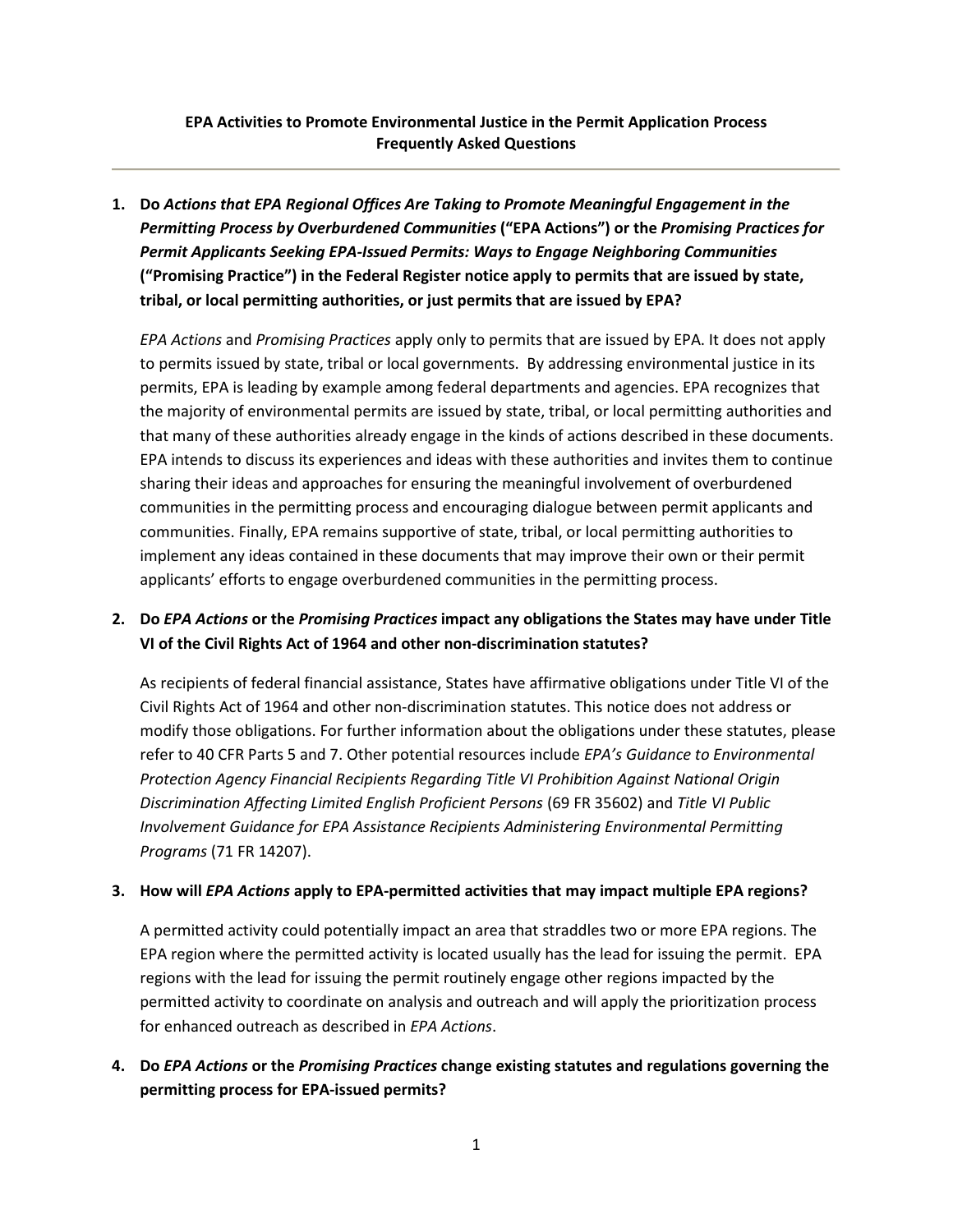**EPA Activities to Promote Environmental Justice in the Permit Application Process**
**Frequently Asked Questions**

---

1. **Do *Actions that EPA Regional Offices Are Taking to Promote Meaningful Engagement in the Permitting Process by Overburdened Communities* ("EPA Actions") or the *Promising Practices for Permit Applicants Seeking EPA-Issued Permits: Ways to Engage Neighboring Communities* ("Promising Practice") in the Federal Register notice apply to permits that are issued by state, tribal, or local permitting authorities, or just permits that are issued by EPA?**

   *EPA Actions* and *Promising Practices* apply only to permits that are issued by EPA. It does not apply to permits issued by state, tribal or local governments. By addressing environmental justice in its permits, EPA is leading by example among federal departments and agencies. EPA recognizes that the majority of environmental permits are issued by state, tribal, or local permitting authorities and that many of these authorities already engage in the kinds of actions described in these documents. EPA intends to discuss its experiences and ideas with these authorities and invites them to continue sharing their ideas and approaches for ensuring the meaningful involvement of overburdened communities in the permitting process and encouraging dialogue between permit applicants and communities. Finally, EPA remains supportive of state, tribal, or local permitting authorities to implement any ideas contained in these documents that may improve their own or their permit applicants' efforts to engage overburdened communities in the permitting process.

2. **Do *EPA Actions* or the *Promising Practices* impact any obligations the States may have under Title VI of the Civil Rights Act of 1964 and other non-discrimination statutes?**

   As recipients of federal financial assistance, States have affirmative obligations under Title VI of the Civil Rights Act of 1964 and other non-discrimination statutes. This notice does not address or modify those obligations. For further information about the obligations under these statutes, please refer to 40 CFR Parts 5 and 7. Other potential resources include *EPA's Guidance to Environmental Protection Agency Financial Recipients Regarding Title VI Prohibition Against National Origin Discrimination Affecting Limited English Proficient Persons* (69 FR 35602) and *Title VI Public Involvement Guidance for EPA Assistance Recipients Administering Environmental Permitting Programs* (71 FR 14207).

3. **How will *EPA Actions* apply to EPA-permitted activities that may impact multiple EPA regions?**

   A permitted activity could potentially impact an area that straddles two or more EPA regions. The EPA region where the permitted activity is located usually has the lead for issuing the permit. EPA regions with the lead for issuing the permit routinely engage other regions impacted by the permitted activity to coordinate on analysis and outreach and will apply the prioritization process for enhanced outreach as described in *EPA Actions*.

4. **Do *EPA Actions* or the *Promising Practices* change existing statutes and regulations governing the permitting process for EPA-issued permits?**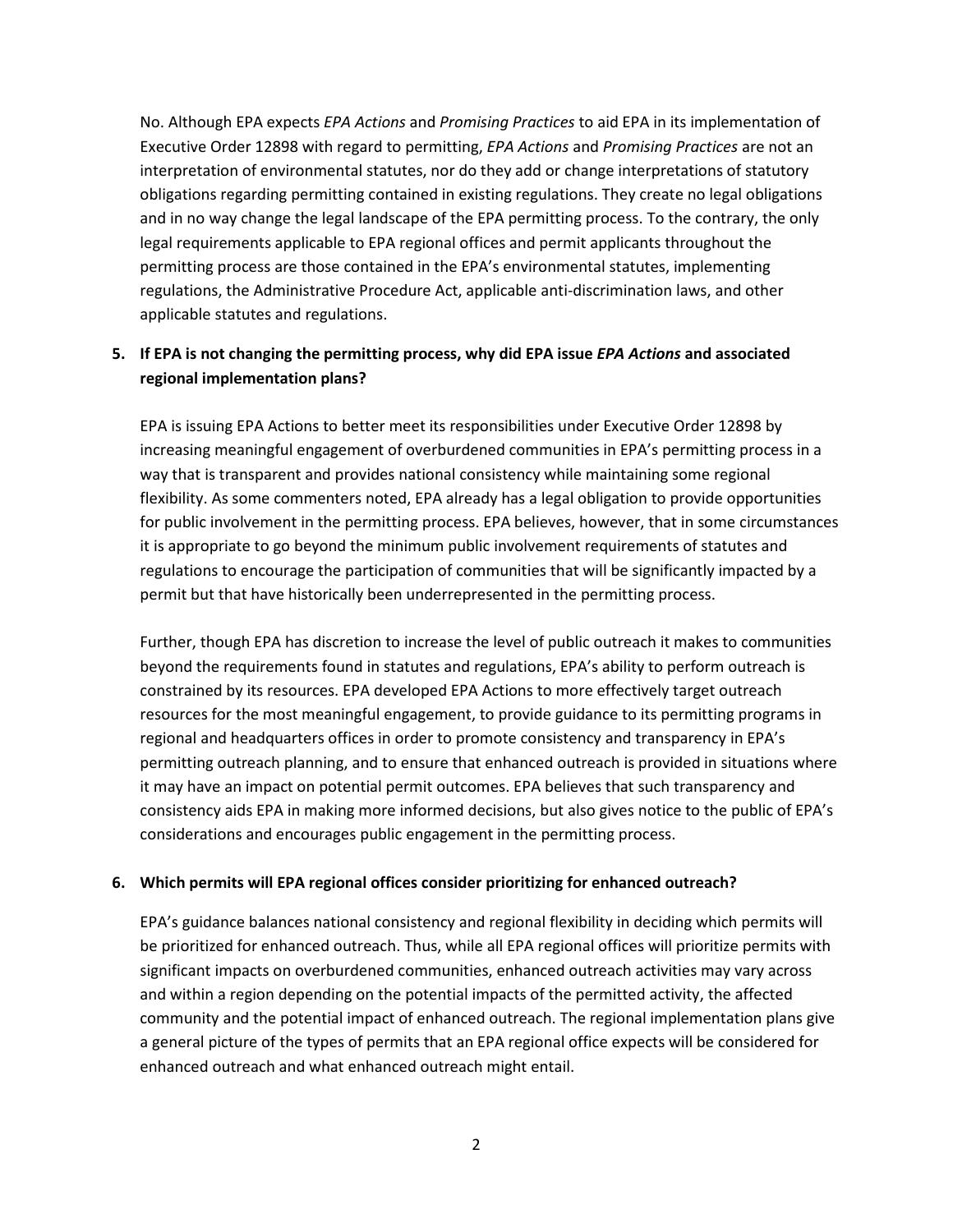No. Although EPA expects *EPA Actions* and *Promising Practices* to aid EPA in its implementation of Executive Order 12898 with regard to permitting, *EPA Actions* and *Promising Practices* are not an interpretation of environmental statutes, nor do they add or change interpretations of statutory obligations regarding permitting contained in existing regulations. They create no legal obligations and in no way change the legal landscape of the EPA permitting process. To the contrary, the only legal requirements applicable to EPA regional offices and permit applicants throughout the permitting process are those contained in the EPA's environmental statutes, implementing regulations, the Administrative Procedure Act, applicable anti-discrimination laws, and other applicable statutes and regulations.

**5. If EPA is not changing the permitting process, why did EPA issue *EPA Actions* and associated regional implementation plans?**

EPA is issuing EPA Actions to better meet its responsibilities under Executive Order 12898 by increasing meaningful engagement of overburdened communities in EPA's permitting process in a way that is transparent and provides national consistency while maintaining some regional flexibility. As some commenters noted, EPA already has a legal obligation to provide opportunities for public involvement in the permitting process. EPA believes, however, that in some circumstances it is appropriate to go beyond the minimum public involvement requirements of statutes and regulations to encourage the participation of communities that will be significantly impacted by a permit but that have historically been underrepresented in the permitting process.

Further, though EPA has discretion to increase the level of public outreach it makes to communities beyond the requirements found in statutes and regulations, EPA's ability to perform outreach is constrained by its resources. EPA developed EPA Actions to more effectively target outreach resources for the most meaningful engagement, to provide guidance to its permitting programs in regional and headquarters offices in order to promote consistency and transparency in EPA's permitting outreach planning, and to ensure that enhanced outreach is provided in situations where it may have an impact on potential permit outcomes. EPA believes that such transparency and consistency aids EPA in making more informed decisions, but also gives notice to the public of EPA's considerations and encourages public engagement in the permitting process.

**6. Which permits will EPA regional offices consider prioritizing for enhanced outreach?**

EPA's guidance balances national consistency and regional flexibility in deciding which permits will be prioritized for enhanced outreach. Thus, while all EPA regional offices will prioritize permits with significant impacts on overburdened communities, enhanced outreach activities may vary across and within a region depending on the potential impacts of the permitted activity, the affected community and the potential impact of enhanced outreach. The regional implementation plans give a general picture of the types of permits that an EPA regional office expects will be considered for enhanced outreach and what enhanced outreach might entail.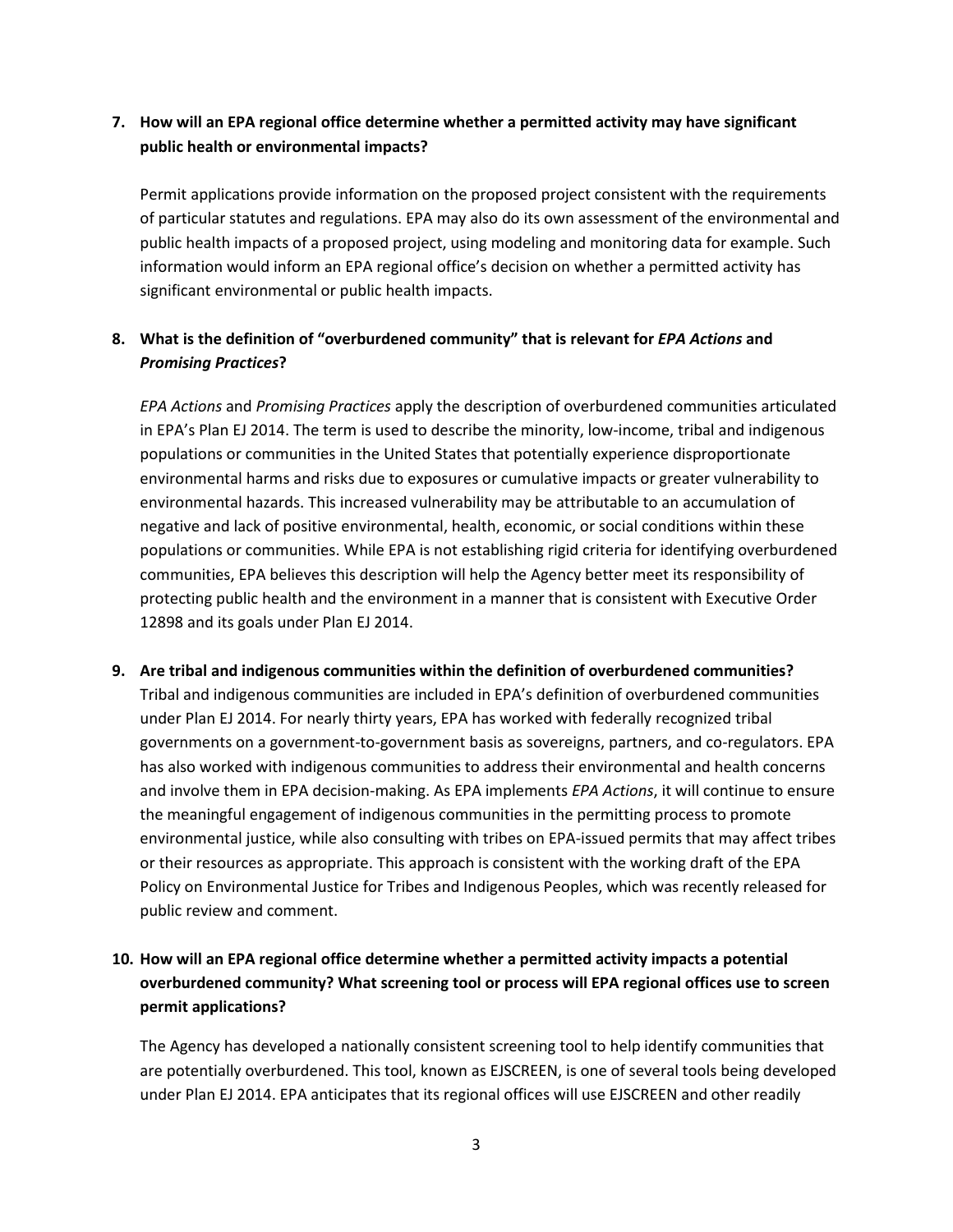**7. How will an EPA regional office determine whether a permitted activity may have significant public health or environmental impacts?**

Permit applications provide information on the proposed project consistent with the requirements of particular statutes and regulations. EPA may also do its own assessment of the environmental and public health impacts of a proposed project, using modeling and monitoring data for example. Such information would inform an EPA regional office's decision on whether a permitted activity has significant environmental or public health impacts.

**8. What is the definition of "overburdened community" that is relevant for *EPA Actions* and *Promising Practices*?**

*EPA Actions* and *Promising Practices* apply the description of overburdened communities articulated in EPA's Plan EJ 2014. The term is used to describe the minority, low-income, tribal and indigenous populations or communities in the United States that potentially experience disproportionate environmental harms and risks due to exposures or cumulative impacts or greater vulnerability to environmental hazards. This increased vulnerability may be attributable to an accumulation of negative and lack of positive environmental, health, economic, or social conditions within these populations or communities. While EPA is not establishing rigid criteria for identifying overburdened communities, EPA believes this description will help the Agency better meet its responsibility of protecting public health and the environment in a manner that is consistent with Executive Order 12898 and its goals under Plan EJ 2014.

**9. Are tribal and indigenous communities within the definition of overburdened communities?**

Tribal and indigenous communities are included in EPA's definition of overburdened communities under Plan EJ 2014. For nearly thirty years, EPA has worked with federally recognized tribal governments on a government-to-government basis as sovereigns, partners, and co-regulators. EPA has also worked with indigenous communities to address their environmental and health concerns and involve them in EPA decision-making. As EPA implements *EPA Actions*, it will continue to ensure the meaningful engagement of indigenous communities in the permitting process to promote environmental justice, while also consulting with tribes on EPA-issued permits that may affect tribes or their resources as appropriate. This approach is consistent with the working draft of the EPA Policy on Environmental Justice for Tribes and Indigenous Peoples, which was recently released for public review and comment.

**10. How will an EPA regional office determine whether a permitted activity impacts a potential overburdened community? What screening tool or process will EPA regional offices use to screen permit applications?**

The Agency has developed a nationally consistent screening tool to help identify communities that are potentially overburdened. This tool, known as EJSCREEN, is one of several tools being developed under Plan EJ 2014. EPA anticipates that its regional offices will use EJSCREEN and other readily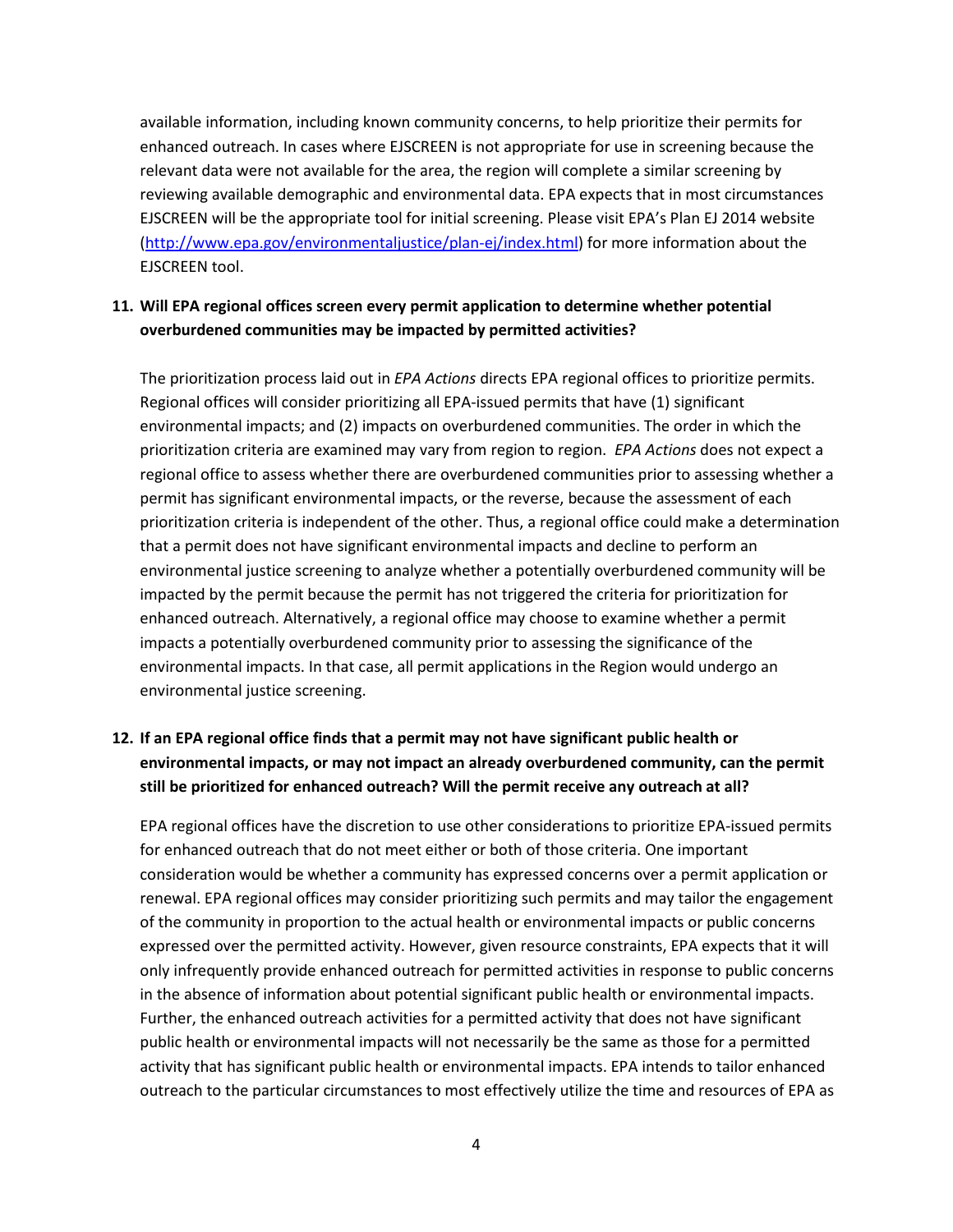available information, including known community concerns, to help prioritize their permits for enhanced outreach. In cases where EJSCREEN is not appropriate for use in screening because the relevant data were not available for the area, the region will complete a similar screening by reviewing available demographic and environmental data. EPA expects that in most circumstances EJSCREEN will be the appropriate tool for initial screening. Please visit EPA's Plan EJ 2014 website (http://www.epa.gov/environmentaljustice/plan-ej/index.html) for more information about the EJSCREEN tool.

**11. Will EPA regional offices screen every permit application to determine whether potential overburdened communities may be impacted by permitted activities?**

The prioritization process laid out in *EPA Actions* directs EPA regional offices to prioritize permits. Regional offices will consider prioritizing all EPA-issued permits that have (1) significant environmental impacts; and (2) impacts on overburdened communities. The order in which the prioritization criteria are examined may vary from region to region. *EPA Actions* does not expect a regional office to assess whether there are overburdened communities prior to assessing whether a permit has significant environmental impacts, or the reverse, because the assessment of each prioritization criteria is independent of the other. Thus, a regional office could make a determination that a permit does not have significant environmental impacts and decline to perform an environmental justice screening to analyze whether a potentially overburdened community will be impacted by the permit because the permit has not triggered the criteria for prioritization for enhanced outreach. Alternatively, a regional office may choose to examine whether a permit impacts a potentially overburdened community prior to assessing the significance of the environmental impacts. In that case, all permit applications in the Region would undergo an environmental justice screening.

**12. If an EPA regional office finds that a permit may not have significant public health or environmental impacts, or may not impact an already overburdened community, can the permit still be prioritized for enhanced outreach? Will the permit receive any outreach at all?**

EPA regional offices have the discretion to use other considerations to prioritize EPA-issued permits for enhanced outreach that do not meet either or both of those criteria. One important consideration would be whether a community has expressed concerns over a permit application or renewal. EPA regional offices may consider prioritizing such permits and may tailor the engagement of the community in proportion to the actual health or environmental impacts or public concerns expressed over the permitted activity. However, given resource constraints, EPA expects that it will only infrequently provide enhanced outreach for permitted activities in response to public concerns in the absence of information about potential significant public health or environmental impacts. Further, the enhanced outreach activities for a permitted activity that does not have significant public health or environmental impacts will not necessarily be the same as those for a permitted activity that has significant public health or environmental impacts. EPA intends to tailor enhanced outreach to the particular circumstances to most effectively utilize the time and resources of EPA as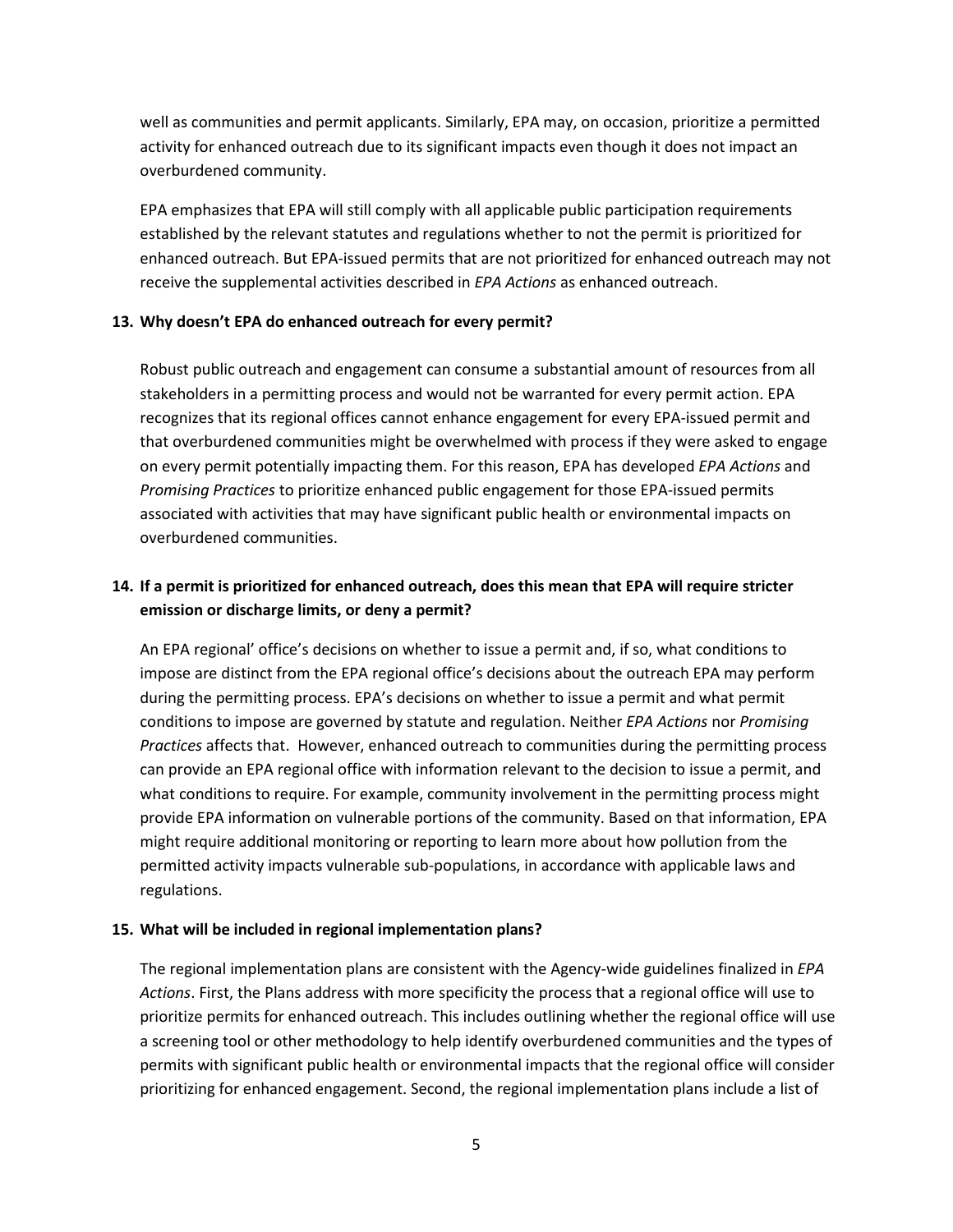well as communities and permit applicants. Similarly, EPA may, on occasion, prioritize a permitted activity for enhanced outreach due to its significant impacts even though it does not impact an overburdened community.

EPA emphasizes that EPA will still comply with all applicable public participation requirements established by the relevant statutes and regulations whether to not the permit is prioritized for enhanced outreach. But EPA-issued permits that are not prioritized for enhanced outreach may not receive the supplemental activities described in *EPA Actions* as enhanced outreach.

**13. Why doesn't EPA do enhanced outreach for every permit?**

Robust public outreach and engagement can consume a substantial amount of resources from all stakeholders in a permitting process and would not be warranted for every permit action. EPA recognizes that its regional offices cannot enhance engagement for every EPA-issued permit and that overburdened communities might be overwhelmed with process if they were asked to engage on every permit potentially impacting them. For this reason, EPA has developed *EPA Actions* and *Promising Practices* to prioritize enhanced public engagement for those EPA-issued permits associated with activities that may have significant public health or environmental impacts on overburdened communities.

**14. If a permit is prioritized for enhanced outreach, does this mean that EPA will require stricter emission or discharge limits, or deny a permit?**

An EPA regional' office's decisions on whether to issue a permit and, if so, what conditions to impose are distinct from the EPA regional office's decisions about the outreach EPA may perform during the permitting process. EPA's decisions on whether to issue a permit and what permit conditions to impose are governed by statute and regulation. Neither *EPA Actions* nor *Promising Practices* affects that. However, enhanced outreach to communities during the permitting process can provide an EPA regional office with information relevant to the decision to issue a permit, and what conditions to require. For example, community involvement in the permitting process might provide EPA information on vulnerable portions of the community. Based on that information, EPA might require additional monitoring or reporting to learn more about how pollution from the permitted activity impacts vulnerable sub-populations, in accordance with applicable laws and regulations.

**15. What will be included in regional implementation plans?**

The regional implementation plans are consistent with the Agency-wide guidelines finalized in *EPA Actions*. First, the Plans address with more specificity the process that a regional office will use to prioritize permits for enhanced outreach. This includes outlining whether the regional office will use a screening tool or other methodology to help identify overburdened communities and the types of permits with significant public health or environmental impacts that the regional office will consider prioritizing for enhanced engagement. Second, the regional implementation plans include a list of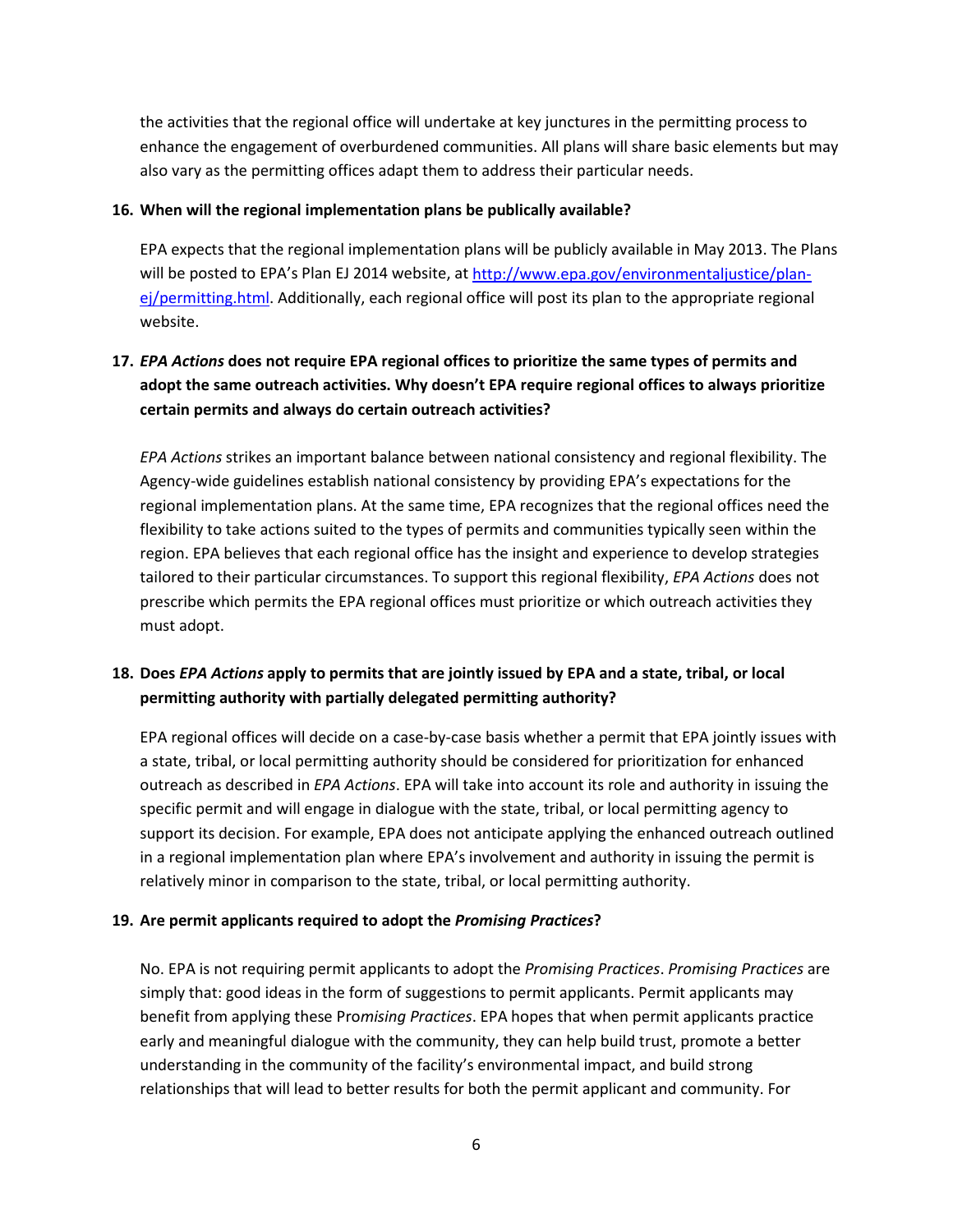the activities that the regional office will undertake at key junctures in the permitting process to enhance the engagement of overburdened communities. All plans will share basic elements but may also vary as the permitting offices adapt them to address their particular needs.

**16. When will the regional implementation plans be publically available?**

EPA expects that the regional implementation plans will be publicly available in May 2013. The Plans will be posted to EPA's Plan EJ 2014 website, at [http://www.epa.gov/environmentaljustice/plan-ej/permitting.html](http://www.epa.gov/environmentaljustice/plan-ej/permitting.html). Additionally, each regional office will post its plan to the appropriate regional website.

**17. *EPA Actions* does not require EPA regional offices to prioritize the same types of permits and adopt the same outreach activities. Why doesn't EPA require regional offices to always prioritize certain permits and always do certain outreach activities?**

*EPA Actions* strikes an important balance between national consistency and regional flexibility. The Agency-wide guidelines establish national consistency by providing EPA's expectations for the regional implementation plans. At the same time, EPA recognizes that the regional offices need the flexibility to take actions suited to the types of permits and communities typically seen within the region. EPA believes that each regional office has the insight and experience to develop strategies tailored to their particular circumstances. To support this regional flexibility, *EPA Actions* does not prescribe which permits the EPA regional offices must prioritize or which outreach activities they must adopt.

**18. Does *EPA Actions* apply to permits that are jointly issued by EPA and a state, tribal, or local permitting authority with partially delegated permitting authority?**

EPA regional offices will decide on a case-by-case basis whether a permit that EPA jointly issues with a state, tribal, or local permitting authority should be considered for prioritization for enhanced outreach as described in *EPA Actions*. EPA will take into account its role and authority in issuing the specific permit and will engage in dialogue with the state, tribal, or local permitting agency to support its decision. For example, EPA does not anticipate applying the enhanced outreach outlined in a regional implementation plan where EPA's involvement and authority in issuing the permit is relatively minor in comparison to the state, tribal, or local permitting authority.

**19. Are permit applicants required to adopt the *Promising Practices*?**

No. EPA is not requiring permit applicants to adopt the *Promising Practices*. *Promising Practices* are simply that: good ideas in the form of suggestions to permit applicants. Permit applicants may benefit from applying these Pro*mising Practices*. EPA hopes that when permit applicants practice early and meaningful dialogue with the community, they can help build trust, promote a better understanding in the community of the facility's environmental impact, and build strong relationships that will lead to better results for both the permit applicant and community. For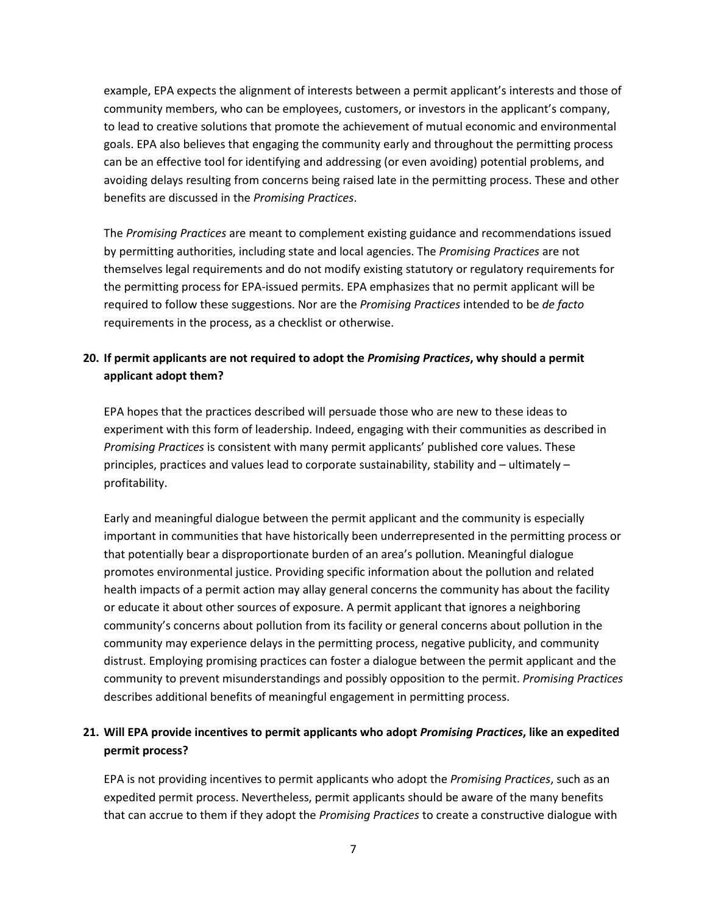example, EPA expects the alignment of interests between a permit applicant's interests and those of community members, who can be employees, customers, or investors in the applicant's company, to lead to creative solutions that promote the achievement of mutual economic and environmental goals. EPA also believes that engaging the community early and throughout the permitting process can be an effective tool for identifying and addressing (or even avoiding) potential problems, and avoiding delays resulting from concerns being raised late in the permitting process. These and other benefits are discussed in the *Promising Practices*.

The *Promising Practices* are meant to complement existing guidance and recommendations issued by permitting authorities, including state and local agencies. The *Promising Practices* are not themselves legal requirements and do not modify existing statutory or regulatory requirements for the permitting process for EPA-issued permits. EPA emphasizes that no permit applicant will be required to follow these suggestions. Nor are the *Promising Practices* intended to be *de facto* requirements in the process, as a checklist or otherwise.

**20. If permit applicants are not required to adopt the *Promising Practices*, why should a permit applicant adopt them?**

EPA hopes that the practices described will persuade those who are new to these ideas to experiment with this form of leadership. Indeed, engaging with their communities as described in *Promising Practices* is consistent with many permit applicants' published core values. These principles, practices and values lead to corporate sustainability, stability and – ultimately – profitability.

Early and meaningful dialogue between the permit applicant and the community is especially important in communities that have historically been underrepresented in the permitting process or that potentially bear a disproportionate burden of an area's pollution. Meaningful dialogue promotes environmental justice. Providing specific information about the pollution and related health impacts of a permit action may allay general concerns the community has about the facility or educate it about other sources of exposure. A permit applicant that ignores a neighboring community's concerns about pollution from its facility or general concerns about pollution in the community may experience delays in the permitting process, negative publicity, and community distrust. Employing promising practices can foster a dialogue between the permit applicant and the community to prevent misunderstandings and possibly opposition to the permit. *Promising Practices* describes additional benefits of meaningful engagement in permitting process.

**21. Will EPA provide incentives to permit applicants who adopt *Promising Practices*, like an expedited permit process?**

EPA is not providing incentives to permit applicants who adopt the *Promising Practices*, such as an expedited permit process. Nevertheless, permit applicants should be aware of the many benefits that can accrue to them if they adopt the *Promising Practices* to create a constructive dialogue with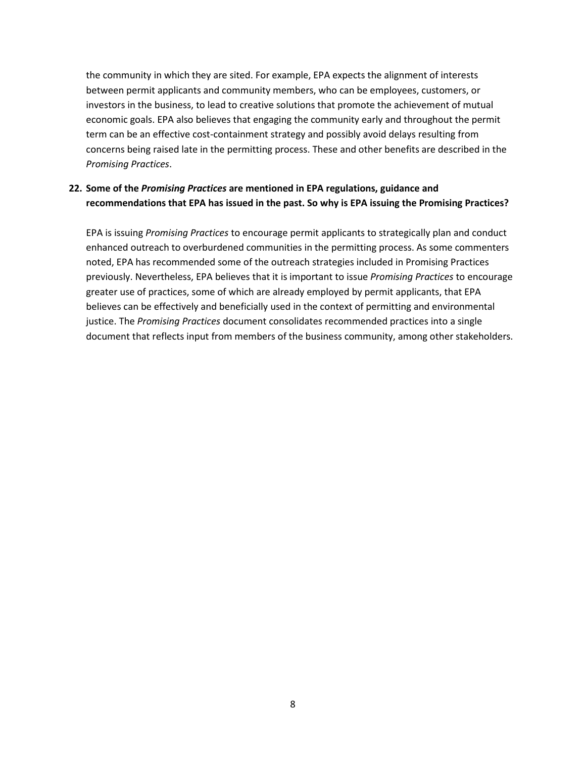the community in which they are sited. For example, EPA expects the alignment of interests between permit applicants and community members, who can be employees, customers, or investors in the business, to lead to creative solutions that promote the achievement of mutual economic goals. EPA also believes that engaging the community early and throughout the permit term can be an effective cost-containment strategy and possibly avoid delays resulting from concerns being raised late in the permitting process. These and other benefits are described in the *Promising Practices*.

**22. Some of the *Promising Practices* are mentioned in EPA regulations, guidance and recommendations that EPA has issued in the past. So why is EPA issuing the Promising Practices?**

EPA is issuing *Promising Practices* to encourage permit applicants to strategically plan and conduct enhanced outreach to overburdened communities in the permitting process. As some commenters noted, EPA has recommended some of the outreach strategies included in Promising Practices previously. Nevertheless, EPA believes that it is important to issue *Promising Practices* to encourage greater use of practices, some of which are already employed by permit applicants, that EPA believes can be effectively and beneficially used in the context of permitting and environmental justice. The *Promising Practices* document consolidates recommended practices into a single document that reflects input from members of the business community, among other stakeholders.